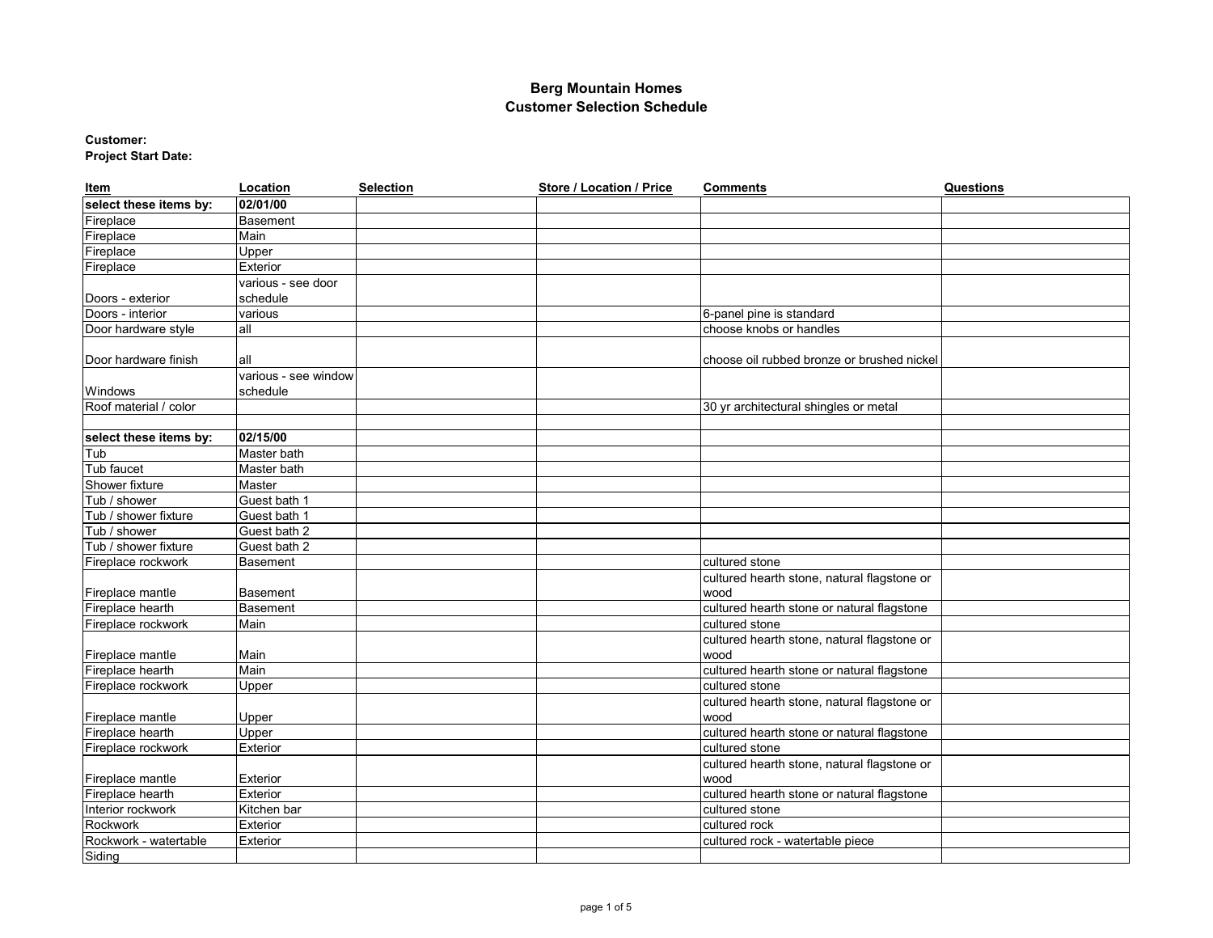# Berg Mountain Homes
## Customer Selection Schedule

**Customer:**
**Project Start Date:**

| Item | Location | Selection | Store / Location / Price | Comments | Questions |
|---|---|---|---|---|---|
| **select these items by:** | **02/01/00** | | | | |
| Fireplace | Basement | | | | |
| Fireplace | Main | | | | |
| Fireplace | Upper | | | | |
| Fireplace | Exterior | | | | |
| Doors - exterior | various - see door schedule | | | | |
| Doors - interior | various | | | 6-panel pine is standard | |
| Door hardware style | all | | | choose knobs or handles | |
| Door hardware finish | all | | | choose oil rubbed bronze or brushed nickel | |
| Windows | various - see window schedule | | | | |
| Roof material / color | | | | 30 yr architectural shingles or metal | |
| | | | | | |
| **select these items by:** | **02/15/00** | | | | |
| Tub | Master bath | | | | |
| Tub faucet | Master bath | | | | |
| Shower fixture | Master | | | | |
| Tub / shower | Guest bath 1 | | | | |
| Tub / shower fixture | Guest bath 1 | | | | |
| Tub / shower | Guest bath 2 | | | | |
| Tub / shower fixture | Guest bath 2 | | | | |
| Fireplace rockwork | Basement | | | cultured stone | |
| Fireplace mantle | Basement | | | cultured hearth stone, natural flagstone or wood | |
| Fireplace hearth | Basement | | | cultured hearth stone or natural flagstone | |
| Fireplace rockwork | Main | | | cultured stone | |
| Fireplace mantle | Main | | | cultured hearth stone, natural flagstone or wood | |
| Fireplace hearth | Main | | | cultured hearth stone or natural flagstone | |
| Fireplace rockwork | Upper | | | cultured stone | |
| Fireplace mantle | Upper | | | cultured hearth stone, natural flagstone or wood | |
| Fireplace hearth | Upper | | | cultured hearth stone or natural flagstone | |
| Fireplace rockwork | Exterior | | | cultured stone | |
| Fireplace mantle | Exterior | | | cultured hearth stone, natural flagstone or wood | |
| Fireplace hearth | Exterior | | | cultured hearth stone or natural flagstone | |
| Interior rockwork | Kitchen bar | | | cultured stone | |
| Rockwork | Exterior | | | cultured rock | |
| Rockwork - watertable | Exterior | | | cultured rock - watertable piece | |
| Siding | | | | | |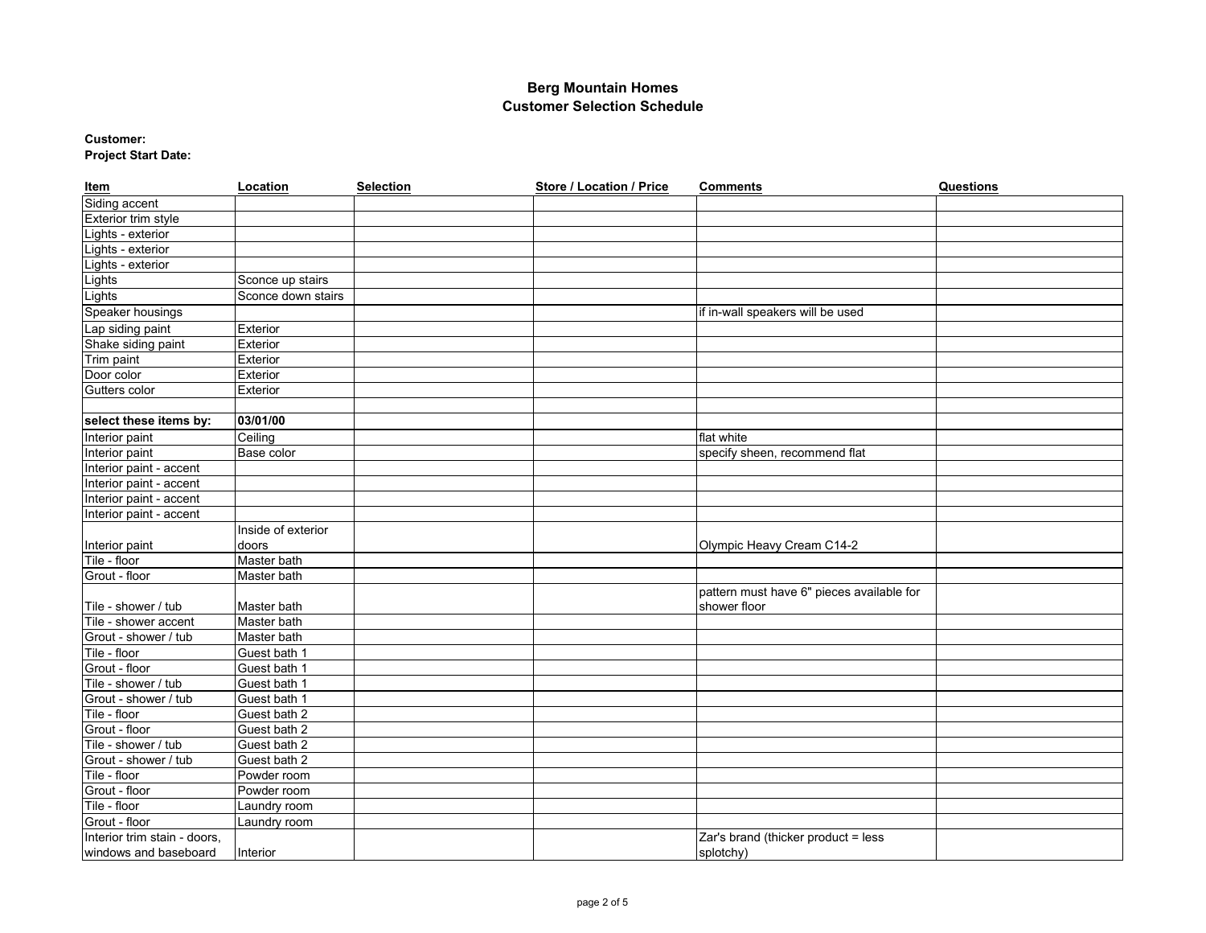**Berg Mountain Homes**
**Customer Selection Schedule**

**Customer:**
**Project Start Date:**

| Item | Location | Selection | Store / Location / Price | Comments | Questions |
|---|---|---|---|---|---|
| Siding accent | | | | | |
| Exterior trim style | | | | | |
| Lights - exterior | | | | | |
| Lights - exterior | | | | | |
| Lights - exterior | | | | | |
| Lights | Sconce up stairs | | | | |
| Lights | Sconce down stairs | | | | |
| Speaker housings | | | | if in-wall speakers will be used | |
| Lap siding paint | Exterior | | | | |
| Shake siding paint | Exterior | | | | |
| Trim paint | Exterior | | | | |
| Door color | Exterior | | | | |
| Gutters color | Exterior | | | | |
| | | | | | |
| **select these items by:** | **03/01/00** | | | | |
| Interior paint | Ceiling | | | flat white | |
| Interior paint | Base color | | | specify sheen, recommend flat | |
| Interior paint - accent | | | | | |
| Interior paint - accent | | | | | |
| Interior paint - accent | | | | | |
| Interior paint - accent | | | | | |
| Interior paint | Inside of exterior doors | | | Olympic Heavy Cream C14-2 | |
| Tile - floor | Master bath | | | | |
| Grout - floor | Master bath | | | | |
| Tile - shower / tub | Master bath | | | pattern must have 6" pieces available for shower floor | |
| Tile - shower accent | Master bath | | | | |
| Grout - shower / tub | Master bath | | | | |
| Tile - floor | Guest bath 1 | | | | |
| Grout - floor | Guest bath 1 | | | | |
| Tile - shower / tub | Guest bath 1 | | | | |
| Grout - shower / tub | Guest bath 1 | | | | |
| Tile - floor | Guest bath 2 | | | | |
| Grout - floor | Guest bath 2 | | | | |
| Tile - shower / tub | Guest bath 2 | | | | |
| Grout - shower / tub | Guest bath 2 | | | | |
| Tile - floor | Powder room | | | | |
| Grout - floor | Powder room | | | | |
| Tile - floor | Laundry room | | | | |
| Grout - floor | Laundry room | | | | |
| Interior trim stain - doors, windows and baseboard | Interior | | | Zar's brand (thicker product = less splotchy) | |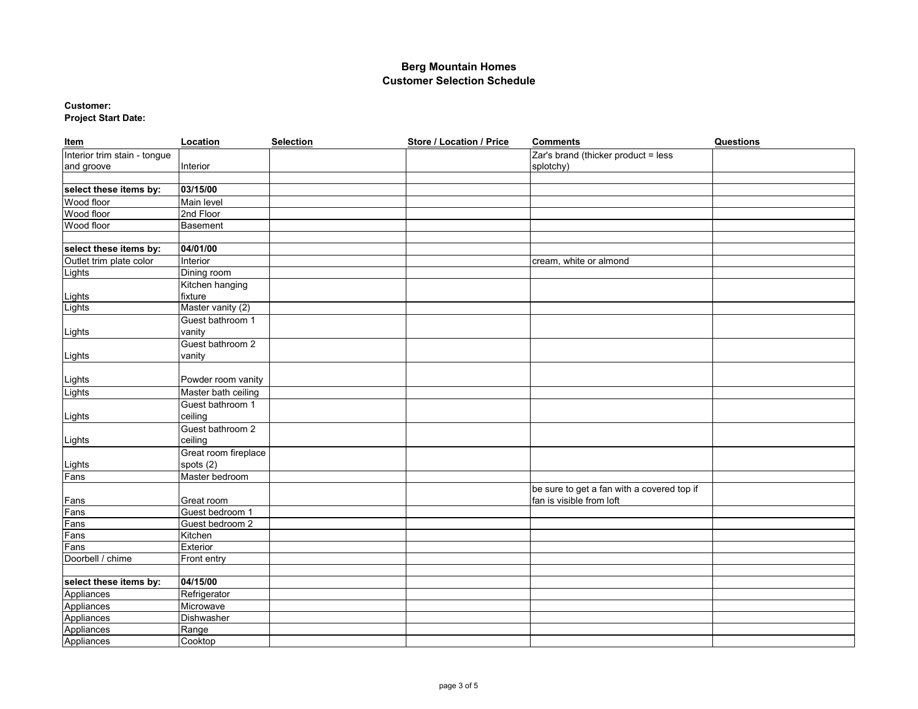**Berg Mountain Homes**
**Customer Selection Schedule**

**Customer:**
**Project Start Date:**

| Item | Location | Selection | Store / Location / Price | Comments | Questions |
|---|---|---|---|---|---|
| Interior trim stain - tongue and groove | Interior | | | Zar's brand (thicker product = less splotchy) | |
| | | | | | |
| **select these items by:** | **03/15/00** | | | | |
| Wood floor | Main level | | | | |
| Wood floor | 2nd Floor | | | | |
| Wood floor | Basement | | | | |
| | | | | | |
| **select these items by:** | **04/01/00** | | | | |
| Outlet trim plate color | Interior | | | cream, white or almond | |
| Lights | Dining room | | | | |
| Lights | Kitchen hanging fixture | | | | |
| Lights | Master vanity (2) | | | | |
| Lights | Guest bathroom 1 vanity | | | | |
| Lights | Guest bathroom 2 vanity | | | | |
| Lights | Powder room vanity | | | | |
| Lights | Master bath ceiling | | | | |
| Lights | Guest bathroom 1 ceiling | | | | |
| Lights | Guest bathroom 2 ceiling | | | | |
| Lights | Great room fireplace spots (2) | | | | |
| Fans | Master bedroom | | | | |
| Fans | Great room | | | be sure to get a fan with a covered top if fan is visible from loft | |
| Fans | Guest bedroom 1 | | | | |
| Fans | Guest bedroom 2 | | | | |
| Fans | Kitchen | | | | |
| Fans | Exterior | | | | |
| Doorbell / chime | Front entry | | | | |
| | | | | | |
| **select these items by:** | **04/15/00** | | | | |
| Appliances | Refrigerator | | | | |
| Appliances | Microwave | | | | |
| Appliances | Dishwasher | | | | |
| Appliances | Range | | | | |
| Appliances | Cooktop | | | | |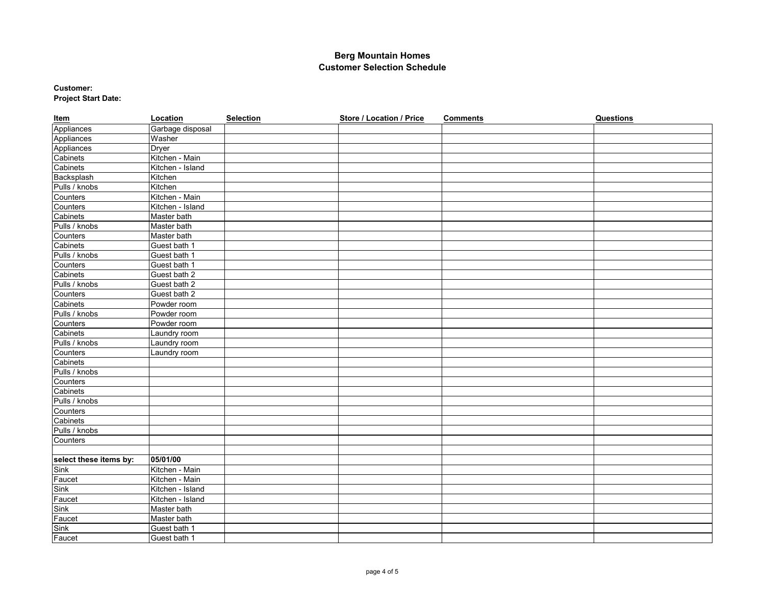## Berg Mountain Homes
## Customer Selection Schedule

**Customer:**
**Project Start Date:**

| Item | Location | Selection | Store / Location / Price | Comments | Questions |
|---|---|---|---|---|---|
| Appliances | Garbage disposal | | | | |
| Appliances | Washer | | | | |
| Appliances | Dryer | | | | |
| Cabinets | Kitchen - Main | | | | |
| Cabinets | Kitchen - Island | | | | |
| Backsplash | Kitchen | | | | |
| Pulls / knobs | Kitchen | | | | |
| Counters | Kitchen - Main | | | | |
| Counters | Kitchen - Island | | | | |
| Cabinets | Master bath | | | | |
| Pulls / knobs | Master bath | | | | |
| Counters | Master bath | | | | |
| Cabinets | Guest bath 1 | | | | |
| Pulls / knobs | Guest bath 1 | | | | |
| Counters | Guest bath 1 | | | | |
| Cabinets | Guest bath 2 | | | | |
| Pulls / knobs | Guest bath 2 | | | | |
| Counters | Guest bath 2 | | | | |
| Cabinets | Powder room | | | | |
| Pulls / knobs | Powder room | | | | |
| Counters | Powder room | | | | |
| Cabinets | Laundry room | | | | |
| Pulls / knobs | Laundry room | | | | |
| Counters | Laundry room | | | | |
| Cabinets | | | | | |
| Pulls / knobs | | | | | |
| Counters | | | | | |
| Cabinets | | | | | |
| Pulls / knobs | | | | | |
| Counters | | | | | |
| Cabinets | | | | | |
| Pulls / knobs | | | | | |
| Counters | | | | | |
| | | | | | |
| **select these items by:** | **05/01/00** | | | | |
| Sink | Kitchen - Main | | | | |
| Faucet | Kitchen - Main | | | | |
| Sink | Kitchen - Island | | | | |
| Faucet | Kitchen - Island | | | | |
| Sink | Master bath | | | | |
| Faucet | Master bath | | | | |
| Sink | Guest bath 1 | | | | |
| Faucet | Guest bath 1 | | | | |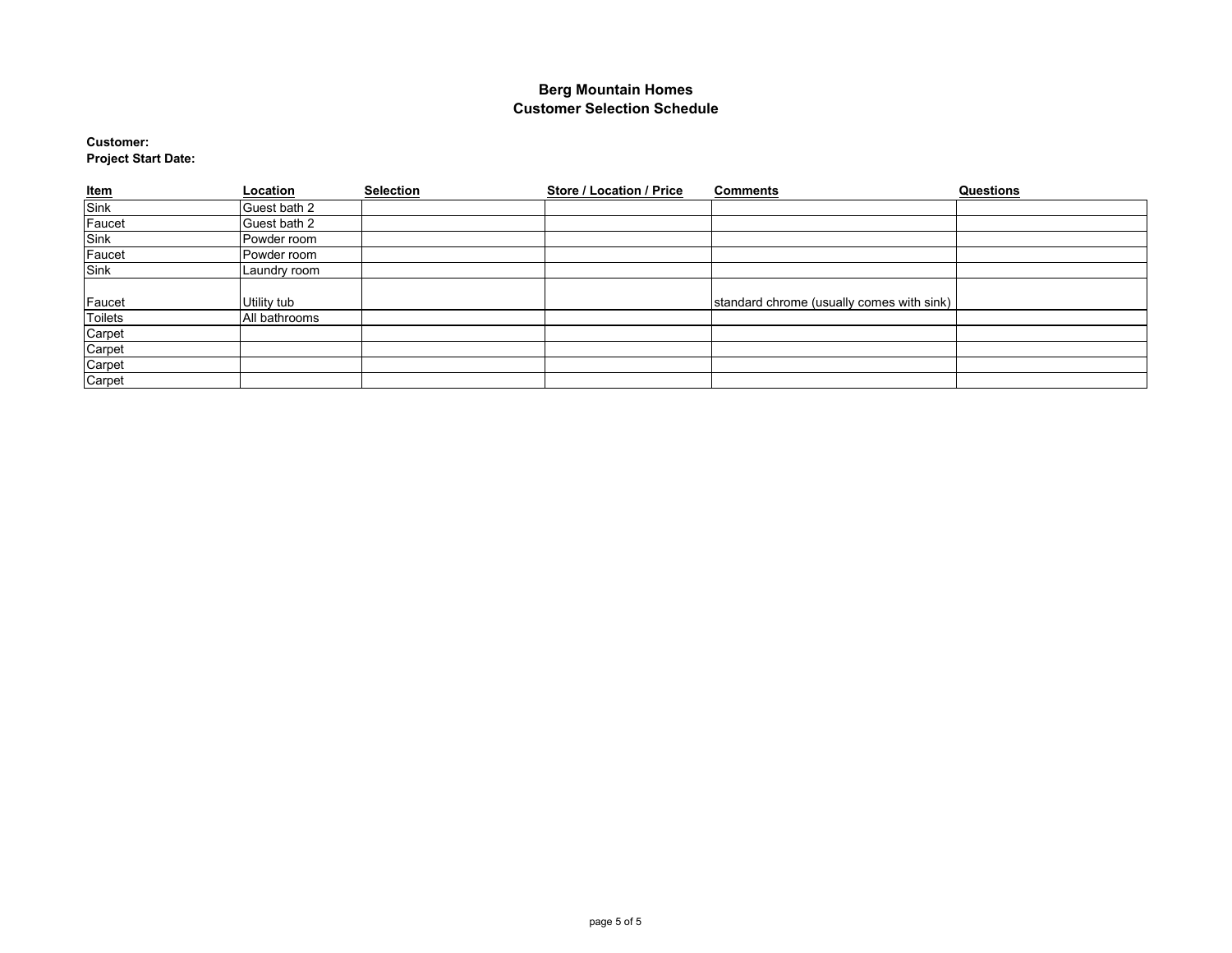**Berg Mountain Homes**
**Customer Selection Schedule**

**Customer:**
**Project Start Date:**

| Item | Location | Selection | Store / Location / Price | Comments | Questions |
|---|---|---|---|---|---|
| Sink | Guest bath 2 | | | | |
| Faucet | Guest bath 2 | | | | |
| Sink | Powder room | | | | |
| Faucet | Powder room | | | | |
| Sink | Laundry room | | | | |
| Faucet | Utility tub | | | standard chrome (usually comes with sink) | |
| Toilets | All bathrooms | | | | |
| Carpet | | | | | |
| Carpet | | | | | |
| Carpet | | | | | |
| Carpet | | | | | |